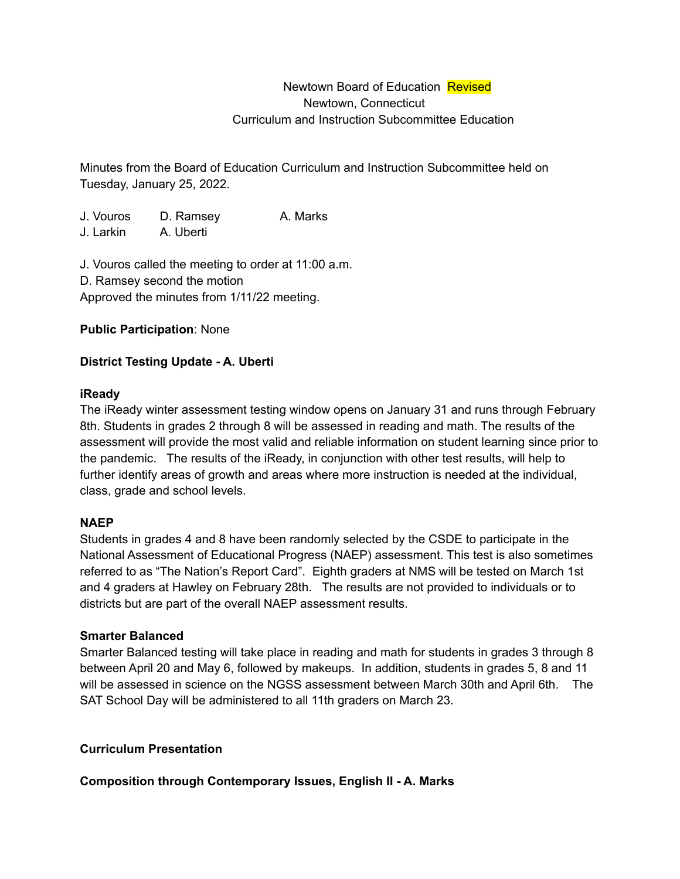Newtown Board of Education Revised

Newtown, Connecticut

Curriculum and Instruction Subcommittee Education

Minutes from the Board of Education Curriculum and Instruction Subcommittee held on Tuesday, January 25, 2022.

J. Vouros D. Ramsey A. Marks
J. Larkin A. Uberti

J. Vouros called the meeting to order at 11:00 a.m.
D. Ramsey second the motion
Approved the minutes from 1/11/22 meeting.

**Public Participation**: None

**District Testing Update - A. Uberti**

**iReady**

The iReady winter assessment testing window opens on January 31 and runs through February 8th. Students in grades 2 through 8 will be assessed in reading and math. The results of the assessment will provide the most valid and reliable information on student learning since prior to the pandemic. The results of the iReady, in conjunction with other test results, will help to further identify areas of growth and areas where more instruction is needed at the individual, class, grade and school levels.

**NAEP**

Students in grades 4 and 8 have been randomly selected by the CSDE to participate in the National Assessment of Educational Progress (NAEP) assessment. This test is also sometimes referred to as "The Nation's Report Card". Eighth graders at NMS will be tested on March 1st and 4 graders at Hawley on February 28th. The results are not provided to individuals or to districts but are part of the overall NAEP assessment results.

**Smarter Balanced**

Smarter Balanced testing will take place in reading and math for students in grades 3 through 8 between April 20 and May 6, followed by makeups. In addition, students in grades 5, 8 and 11 will be assessed in science on the NGSS assessment between March 30th and April 6th. The SAT School Day will be administered to all 11th graders on March 23.

**Curriculum Presentation**

**Composition through Contemporary Issues, English II - A. Marks**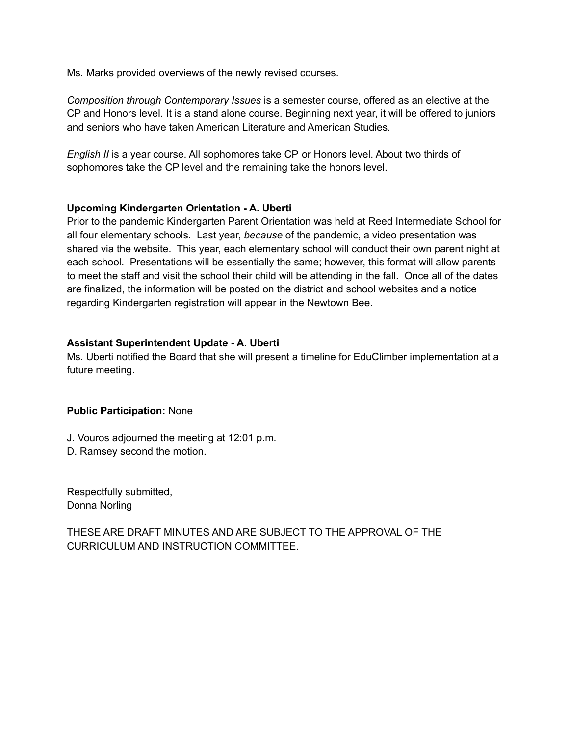Ms. Marks provided overviews of the newly revised courses.

*Composition through Contemporary Issues* is a semester course, offered as an elective at the CP and Honors level. It is a stand alone course. Beginning next year, it will be offered to juniors and seniors who have taken American Literature and American Studies.

*English II* is a year course. All sophomores take CP or Honors level. About two thirds of sophomores take the CP level and the remaining take the honors level.

**Upcoming Kindergarten Orientation - A. Uberti**

Prior to the pandemic Kindergarten Parent Orientation was held at Reed Intermediate School for all four elementary schools. Last year, *because* of the pandemic, a video presentation was shared via the website. This year, each elementary school will conduct their own parent night at each school. Presentations will be essentially the same; however, this format will allow parents to meet the staff and visit the school their child will be attending in the fall. Once all of the dates are finalized, the information will be posted on the district and school websites and a notice regarding Kindergarten registration will appear in the Newtown Bee.

**Assistant Superintendent Update - A. Uberti**

Ms. Uberti notified the Board that she will present a timeline for EduClimber implementation at a future meeting.

**Public Participation:** None

J. Vouros adjourned the meeting at 12:01 p.m.
D. Ramsey second the motion.

Respectfully submitted,
Donna Norling

THESE ARE DRAFT MINUTES AND ARE SUBJECT TO THE APPROVAL OF THE CURRICULUM AND INSTRUCTION COMMITTEE.